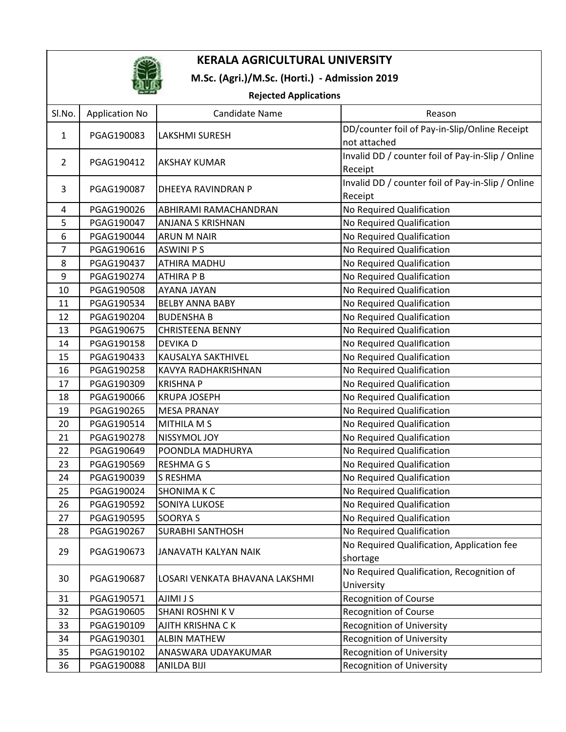# KERALA AGRICULTURAL UNIVERSITY

## M.Sc. (Agri.)/M.Sc. (Horti.) - Admission 2019

### Rejected Applications

| Sl.No. | Application No | Candidate Name | Reason |
|---|---|---|---|
| 1 | PGAG190083 | LAKSHMI SURESH | DD/counter foil of Pay-in-Slip/Online Receipt not attached |
| 2 | PGAG190412 | AKSHAY KUMAR | Invalid DD / counter foil of Pay-in-Slip / Online Receipt |
| 3 | PGAG190087 | DHEEYA RAVINDRAN P | Invalid DD / counter foil of Pay-in-Slip / Online Receipt |
| 4 | PGAG190026 | ABHIRAMI RAMACHANDRAN | No Required Qualification |
| 5 | PGAG190047 | ANJANA S KRISHNAN | No Required Qualification |
| 6 | PGAG190044 | ARUN M NAIR | No Required Qualification |
| 7 | PGAG190616 | ASWINI P S | No Required Qualification |
| 8 | PGAG190437 | ATHIRA MADHU | No Required Qualification |
| 9 | PGAG190274 | ATHIRA P B | No Required Qualification |
| 10 | PGAG190508 | AYANA JAYAN | No Required Qualification |
| 11 | PGAG190534 | BELBY ANNA BABY | No Required Qualification |
| 12 | PGAG190204 | BUDENSHA B | No Required Qualification |
| 13 | PGAG190675 | CHRISTEENA BENNY | No Required Qualification |
| 14 | PGAG190158 | DEVIKA D | No Required Qualification |
| 15 | PGAG190433 | KAUSALYA SAKTHIVEL | No Required Qualification |
| 16 | PGAG190258 | KAVYA RADHAKRISHNAN | No Required Qualification |
| 17 | PGAG190309 | KRISHNA P | No Required Qualification |
| 18 | PGAG190066 | KRUPA JOSEPH | No Required Qualification |
| 19 | PGAG190265 | MESA PRANAY | No Required Qualification |
| 20 | PGAG190514 | MITHILA M S | No Required Qualification |
| 21 | PGAG190278 | NISSYMOL JOY | No Required Qualification |
| 22 | PGAG190649 | POONDLA MADHURYA | No Required Qualification |
| 23 | PGAG190569 | RESHMA G S | No Required Qualification |
| 24 | PGAG190039 | S RESHMA | No Required Qualification |
| 25 | PGAG190024 | SHONIMA K C | No Required Qualification |
| 26 | PGAG190592 | SONIYA LUKOSE | No Required Qualification |
| 27 | PGAG190595 | SOORYA S | No Required Qualification |
| 28 | PGAG190267 | SURABHI SANTHOSH | No Required Qualification |
| 29 | PGAG190673 | JANAVATH KALYAN NAIK | No Required Qualification, Application fee shortage |
| 30 | PGAG190687 | LOSARI VENKATA BHAVANA LAKSHMI | No Required Qualification, Recognition of University |
| 31 | PGAG190571 | AJIMI J S | Recognition of Course |
| 32 | PGAG190605 | SHANI ROSHNI K V | Recognition of Course |
| 33 | PGAG190109 | AJITH KRISHNA C K | Recognition of University |
| 34 | PGAG190301 | ALBIN MATHEW | Recognition of University |
| 35 | PGAG190102 | ANASWARA UDAYAKUMAR | Recognition of University |
| 36 | PGAG190088 | ANILDA BIJI | Recognition of University |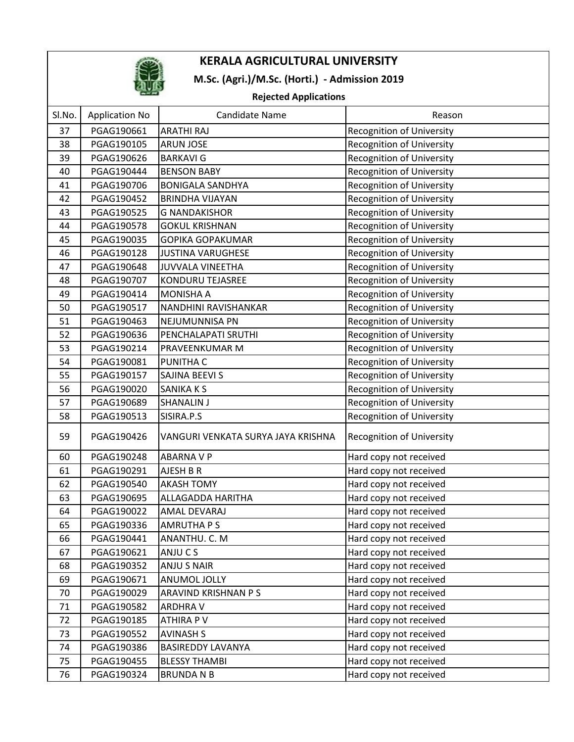# KERALA AGRICULTURAL UNIVERSITY

## M.Sc. (Agri.)/M.Sc. (Horti.) - Admission 2019

### Rejected Applications

| Sl.No. | Application No | Candidate Name | Reason |
|---|---|---|---|
| 37 | PGAG190661 | ARATHI RAJ | Recognition of University |
| 38 | PGAG190105 | ARUN JOSE | Recognition of University |
| 39 | PGAG190626 | BARKAVI G | Recognition of University |
| 40 | PGAG190444 | BENSON BABY | Recognition of University |
| 41 | PGAG190706 | BONIGALA SANDHYA | Recognition of University |
| 42 | PGAG190452 | BRINDHA VIJAYAN | Recognition of University |
| 43 | PGAG190525 | G NANDAKISHOR | Recognition of University |
| 44 | PGAG190578 | GOKUL KRISHNAN | Recognition of University |
| 45 | PGAG190035 | GOPIKA GOPAKUMAR | Recognition of University |
| 46 | PGAG190128 | JUSTINA VARUGHESE | Recognition of University |
| 47 | PGAG190648 | JUVVALA VINEETHA | Recognition of University |
| 48 | PGAG190707 | KONDURU TEJASREE | Recognition of University |
| 49 | PGAG190414 | MONISHA A | Recognition of University |
| 50 | PGAG190517 | NANDHINI RAVISHANKAR | Recognition of University |
| 51 | PGAG190463 | NEJUMUNNISA PN | Recognition of University |
| 52 | PGAG190636 | PENCHALAPATI SRUTHI | Recognition of University |
| 53 | PGAG190214 | PRAVEENKUMAR M | Recognition of University |
| 54 | PGAG190081 | PUNITHA C | Recognition of University |
| 55 | PGAG190157 | SAJINA BEEVI S | Recognition of University |
| 56 | PGAG190020 | SANIKA K S | Recognition of University |
| 57 | PGAG190689 | SHANALIN J | Recognition of University |
| 58 | PGAG190513 | SISIRA.P.S | Recognition of University |
| 59 | PGAG190426 | VANGURI VENKATA SURYA JAYA KRISHNA | Recognition of University |
| 60 | PGAG190248 | ABARNA V P | Hard copy not received |
| 61 | PGAG190291 | AJESH B R | Hard copy not received |
| 62 | PGAG190540 | AKASH TOMY | Hard copy not received |
| 63 | PGAG190695 | ALLAGADDA HARITHA | Hard copy not received |
| 64 | PGAG190022 | AMAL DEVARAJ | Hard copy not received |
| 65 | PGAG190336 | AMRUTHA P S | Hard copy not received |
| 66 | PGAG190441 | ANANTHU. C. M | Hard copy not received |
| 67 | PGAG190621 | ANJU C S | Hard copy not received |
| 68 | PGAG190352 | ANJU S NAIR | Hard copy not received |
| 69 | PGAG190671 | ANUMOL JOLLY | Hard copy not received |
| 70 | PGAG190029 | ARAVIND KRISHNAN P S | Hard copy not received |
| 71 | PGAG190582 | ARDHRA V | Hard copy not received |
| 72 | PGAG190185 | ATHIRA P V | Hard copy not received |
| 73 | PGAG190552 | AVINASH S | Hard copy not received |
| 74 | PGAG190386 | BASIREDDY LAVANYA | Hard copy not received |
| 75 | PGAG190455 | BLESSY THAMBI | Hard copy not received |
| 76 | PGAG190324 | BRUNDA N B | Hard copy not received |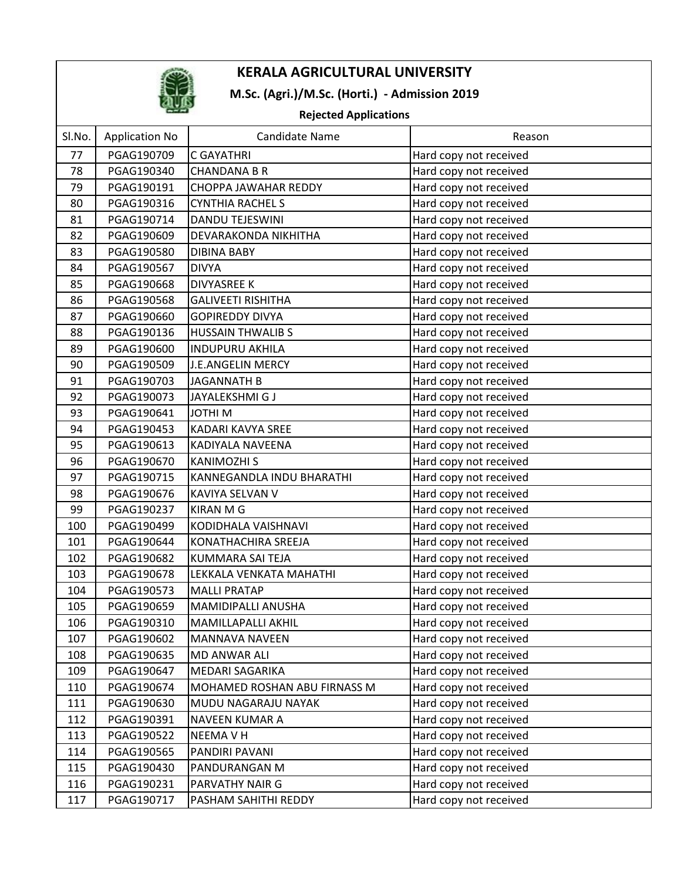# KERALA AGRICULTURAL UNIVERSITY

## M.Sc. (Agri.)/M.Sc. (Horti.) - Admission 2019

### Rejected Applications

| Sl.No. | Application No | Candidate Name | Reason |
|---|---|---|---|
| 77 | PGAG190709 | C GAYATHRI | Hard copy not received |
| 78 | PGAG190340 | CHANDANA B R | Hard copy not received |
| 79 | PGAG190191 | CHOPPA JAWAHAR REDDY | Hard copy not received |
| 80 | PGAG190316 | CYNTHIA RACHEL S | Hard copy not received |
| 81 | PGAG190714 | DANDU TEJESWINI | Hard copy not received |
| 82 | PGAG190609 | DEVARAKONDA NIKHITHA | Hard copy not received |
| 83 | PGAG190580 | DIBINA BABY | Hard copy not received |
| 84 | PGAG190567 | DIVYA | Hard copy not received |
| 85 | PGAG190668 | DIVYASREE K | Hard copy not received |
| 86 | PGAG190568 | GALIVEETI RISHITHA | Hard copy not received |
| 87 | PGAG190660 | GOPIREDDY DIVYA | Hard copy not received |
| 88 | PGAG190136 | HUSSAIN THWALIB S | Hard copy not received |
| 89 | PGAG190600 | INDUPURU AKHILA | Hard copy not received |
| 90 | PGAG190509 | J.E.ANGELIN MERCY | Hard copy not received |
| 91 | PGAG190703 | JAGANNATH B | Hard copy not received |
| 92 | PGAG190073 | JAYALEKSHMI G J | Hard copy not received |
| 93 | PGAG190641 | JOTHI M | Hard copy not received |
| 94 | PGAG190453 | KADARI KAVYA SREE | Hard copy not received |
| 95 | PGAG190613 | KADIYALA NAVEENA | Hard copy not received |
| 96 | PGAG190670 | KANIMOZHI S | Hard copy not received |
| 97 | PGAG190715 | KANNEGANDLA INDU BHARATHI | Hard copy not received |
| 98 | PGAG190676 | KAVIYA SELVAN V | Hard copy not received |
| 99 | PGAG190237 | KIRAN M G | Hard copy not received |
| 100 | PGAG190499 | KODIDHALA VAISHNAVI | Hard copy not received |
| 101 | PGAG190644 | KONATHACHIRA SREEJA | Hard copy not received |
| 102 | PGAG190682 | KUMMARA SAI TEJA | Hard copy not received |
| 103 | PGAG190678 | LEKKALA VENKATA MAHATHI | Hard copy not received |
| 104 | PGAG190573 | MALLI PRATAP | Hard copy not received |
| 105 | PGAG190659 | MAMIDIPALLI ANUSHA | Hard copy not received |
| 106 | PGAG190310 | MAMILLAPALLI AKHIL | Hard copy not received |
| 107 | PGAG190602 | MANNAVA NAVEEN | Hard copy not received |
| 108 | PGAG190635 | MD ANWAR ALI | Hard copy not received |
| 109 | PGAG190647 | MEDARI SAGARIKA | Hard copy not received |
| 110 | PGAG190674 | MOHAMED ROSHAN ABU FIRNASS M | Hard copy not received |
| 111 | PGAG190630 | MUDU NAGARAJU NAYAK | Hard copy not received |
| 112 | PGAG190391 | NAVEEN KUMAR A | Hard copy not received |
| 113 | PGAG190522 | NEEMA V H | Hard copy not received |
| 114 | PGAG190565 | PANDIRI PAVANI | Hard copy not received |
| 115 | PGAG190430 | PANDURANGAN M | Hard copy not received |
| 116 | PGAG190231 | PARVATHY NAIR G | Hard copy not received |
| 117 | PGAG190717 | PASHAM SAHITHI REDDY | Hard copy not received |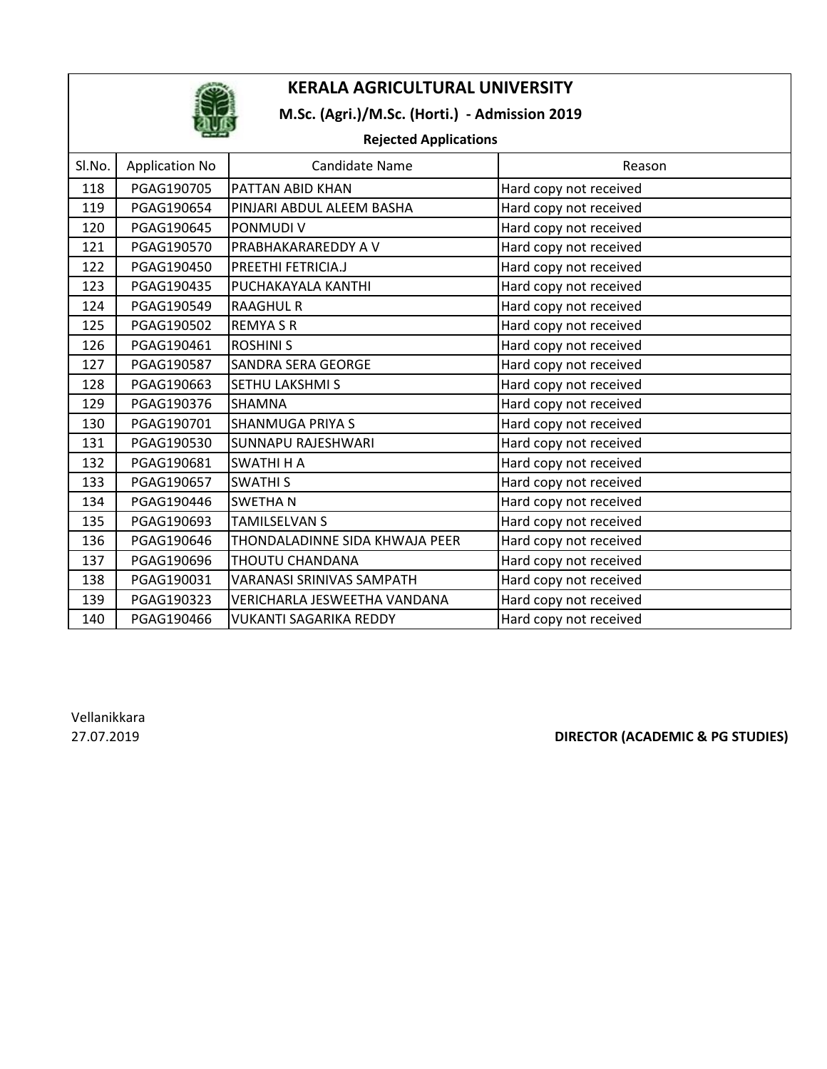# KERALA AGRICULTURAL UNIVERSITY

## M.Sc. (Agri.)/M.Sc. (Horti.) - Admission 2019

### Rejected Applications

| Sl.No. | Application No | Candidate Name | Reason |
|---|---|---|---|
| 118 | PGAG190705 | PATTAN ABID KHAN | Hard copy not received |
| 119 | PGAG190654 | PINJARI ABDUL ALEEM BASHA | Hard copy not received |
| 120 | PGAG190645 | PONMUDI V | Hard copy not received |
| 121 | PGAG190570 | PRABHAKARAREDDY A V | Hard copy not received |
| 122 | PGAG190450 | PREETHI FETRICIA.J | Hard copy not received |
| 123 | PGAG190435 | PUCHAKAYALA KANTHI | Hard copy not received |
| 124 | PGAG190549 | RAAGHUL R | Hard copy not received |
| 125 | PGAG190502 | REMYA S R | Hard copy not received |
| 126 | PGAG190461 | ROSHINI S | Hard copy not received |
| 127 | PGAG190587 | SANDRA SERA GEORGE | Hard copy not received |
| 128 | PGAG190663 | SETHU LAKSHMI S | Hard copy not received |
| 129 | PGAG190376 | SHAMNA | Hard copy not received |
| 130 | PGAG190701 | SHANMUGA PRIYA S | Hard copy not received |
| 131 | PGAG190530 | SUNNAPU RAJESHWARI | Hard copy not received |
| 132 | PGAG190681 | SWATHI H A | Hard copy not received |
| 133 | PGAG190657 | SWATHI S | Hard copy not received |
| 134 | PGAG190446 | SWETHA N | Hard copy not received |
| 135 | PGAG190693 | TAMILSELVAN S | Hard copy not received |
| 136 | PGAG190646 | THONDALADINNE SIDA KHWAJA PEER | Hard copy not received |
| 137 | PGAG190696 | THOUTU CHANDANA | Hard copy not received |
| 138 | PGAG190031 | VARANASI SRINIVAS SAMPATH | Hard copy not received |
| 139 | PGAG190323 | VERICHARLA JESWEETHA VANDANA | Hard copy not received |
| 140 | PGAG190466 | VUKANTI SAGARIKA REDDY | Hard copy not received |

Vellanikkara
27.07.2019

**DIRECTOR (ACADEMIC & PG STUDIES)**